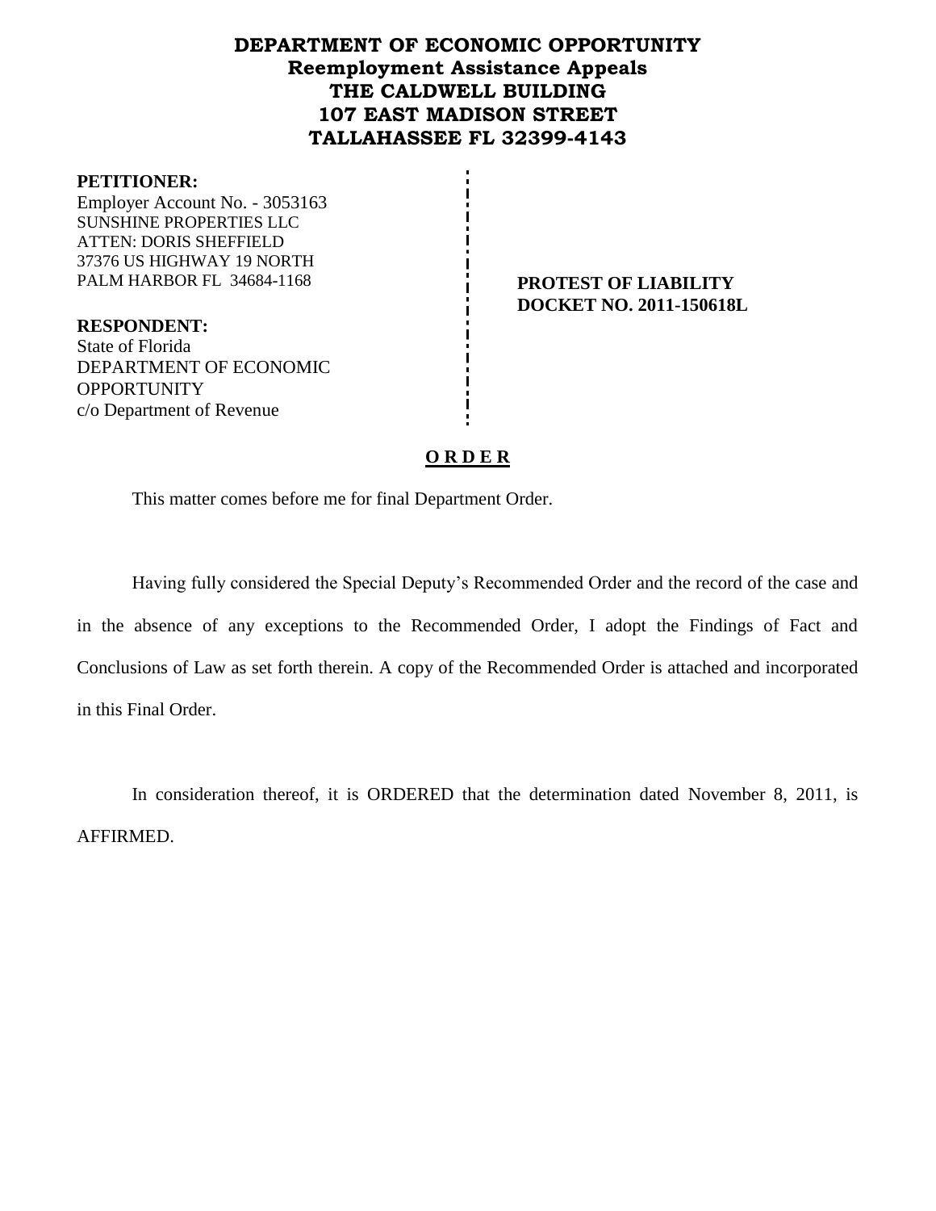# DEPARTMENT OF ECONOMIC OPPORTUNITY
## Reemployment Assistance Appeals
## THE CALDWELL BUILDING
## 107 EAST MADISON STREET
## TALLAHASSEE FL 32399-4143

**PETITIONER:**
Employer Account No. - 3053163
SUNSHINE PROPERTIES LLC
ATTEN: DORIS SHEFFIELD
37376 US HIGHWAY 19 NORTH
PALM HARBOR FL 34684-1168

**RESPONDENT:**
State of Florida
DEPARTMENT OF ECONOMIC OPPORTUNITY
c/o Department of Revenue

**PROTEST OF LIABILITY**
**DOCKET NO. 2011-150618L**

**O R D E R**

This matter comes before me for final Department Order.

Having fully considered the Special Deputy's Recommended Order and the record of the case and in the absence of any exceptions to the Recommended Order, I adopt the Findings of Fact and Conclusions of Law as set forth therein. A copy of the Recommended Order is attached and incorporated in this Final Order.

In consideration thereof, it is ORDERED that the determination dated November 8, 2011, is AFFIRMED.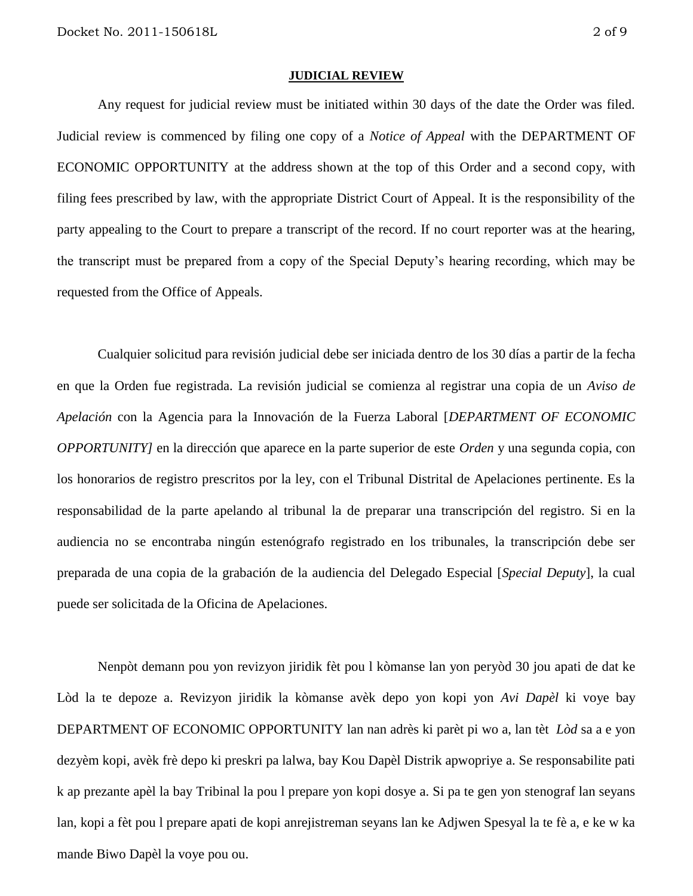## JUDICIAL REVIEW

Any request for judicial review must be initiated within 30 days of the date the Order was filed. Judicial review is commenced by filing one copy of a *Notice of Appeal* with the DEPARTMENT OF ECONOMIC OPPORTUNITY at the address shown at the top of this Order and a second copy, with filing fees prescribed by law, with the appropriate District Court of Appeal. It is the responsibility of the party appealing to the Court to prepare a transcript of the record. If no court reporter was at the hearing, the transcript must be prepared from a copy of the Special Deputy's hearing recording, which may be requested from the Office of Appeals.

Cualquier solicitud para revisión judicial debe ser iniciada dentro de los 30 días a partir de la fecha en que la Orden fue registrada. La revisión judicial se comienza al registrar una copia de un *Aviso de Apelación* con la Agencia para la Innovación de la Fuerza Laboral [*DEPARTMENT OF ECONOMIC OPPORTUNITY]* en la dirección que aparece en la parte superior de este *Orden* y una segunda copia, con los honorarios de registro prescritos por la ley, con el Tribunal Distrital de Apelaciones pertinente. Es la responsabilidad de la parte apelando al tribunal la de preparar una transcripción del registro. Si en la audiencia no se encontraba ningún estenógrafo registrado en los tribunales, la transcripción debe ser preparada de una copia de la grabación de la audiencia del Delegado Especial [*Special Deputy*], la cual puede ser solicitada de la Oficina de Apelaciones.

Nenpòt demann pou yon revizyon jiridik fèt pou l kòmanse lan yon peryòd 30 jou apati de dat ke Lòd la te depoze a. Revizyon jiridik la kòmanse avèk depo yon kopi yon *Avi Dapèl* ki voye bay DEPARTMENT OF ECONOMIC OPPORTUNITY lan nan adrès ki parèt pi wo a, lan tèt *Lòd* sa a e yon dezyèm kopi, avèk frè depo ki preskri pa lalwa, bay Kou Dapèl Distrik apwopriye a. Se responsabilite pati k ap prezante apèl la bay Tribinal la pou l prepare yon kopi dosye a. Si pa te gen yon stenograf lan seyans lan, kopi a fèt pou l prepare apati de kopi anrejistreman seyans lan ke Adjwen Spesyal la te fè a, e ke w ka mande Biwo Dapèl la voye pou ou.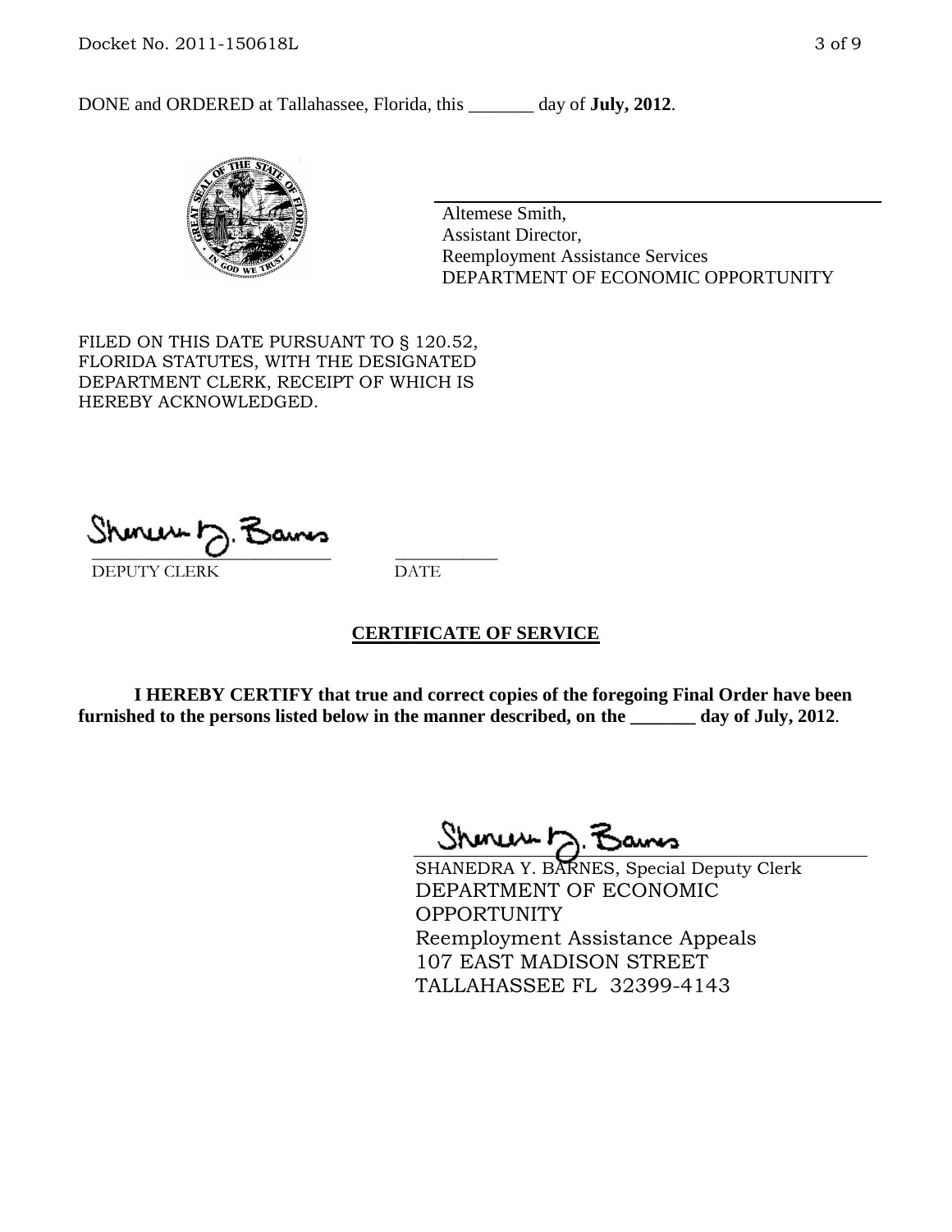DONE and ORDERED at Tallahassee, Florida, this _______ day of **July, 2012**.

Altemese Smith,
Assistant Director,
Reemployment Assistance Services
DEPARTMENT OF ECONOMIC OPPORTUNITY

FILED ON THIS DATE PURSUANT TO § 120.52, FLORIDA STATUTES, WITH THE DESIGNATED DEPARTMENT CLERK, RECEIPT OF WHICH IS HEREBY ACKNOWLEDGED.

___________________________ ___________
DEPUTY CLERK DATE

**CERTIFICATE OF SERVICE**

**I HEREBY CERTIFY that true and correct copies of the foregoing Final Order have been furnished to the persons listed below in the manner described, on the _______ day of July, 2012**.

SHANEDRA Y. BARNES, Special Deputy Clerk
DEPARTMENT OF ECONOMIC OPPORTUNITY
Reemployment Assistance Appeals
107 EAST MADISON STREET
TALLAHASSEE FL 32399-4143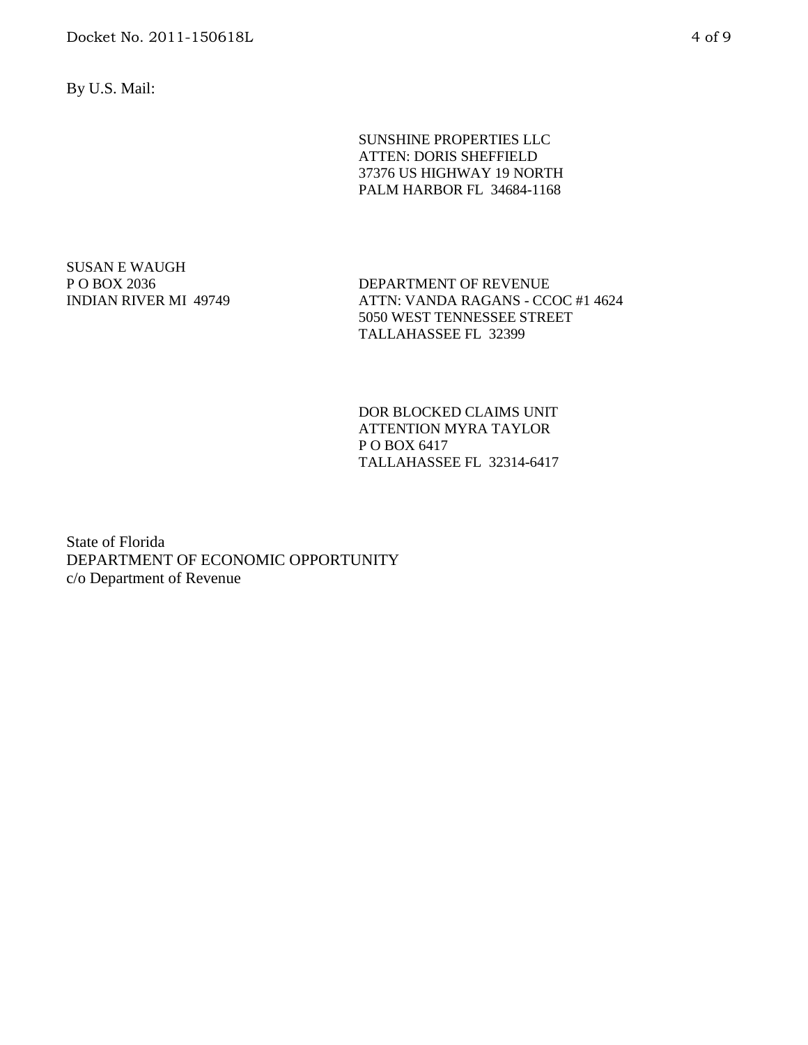By U.S. Mail:

SUNSHINE PROPERTIES LLC
ATTEN: DORIS SHEFFIELD
37376 US HIGHWAY 19 NORTH
PALM HARBOR FL 34684-1168

SUSAN E WAUGH
P O BOX 2036
INDIAN RIVER MI 49749

DEPARTMENT OF REVENUE
ATTN: VANDA RAGANS - CCOC #1 4624
5050 WEST TENNESSEE STREET
TALLAHASSEE FL 32399

DOR BLOCKED CLAIMS UNIT
ATTENTION MYRA TAYLOR
P O BOX 6417
TALLAHASSEE FL 32314-6417

State of Florida
DEPARTMENT OF ECONOMIC OPPORTUNITY
c/o Department of Revenue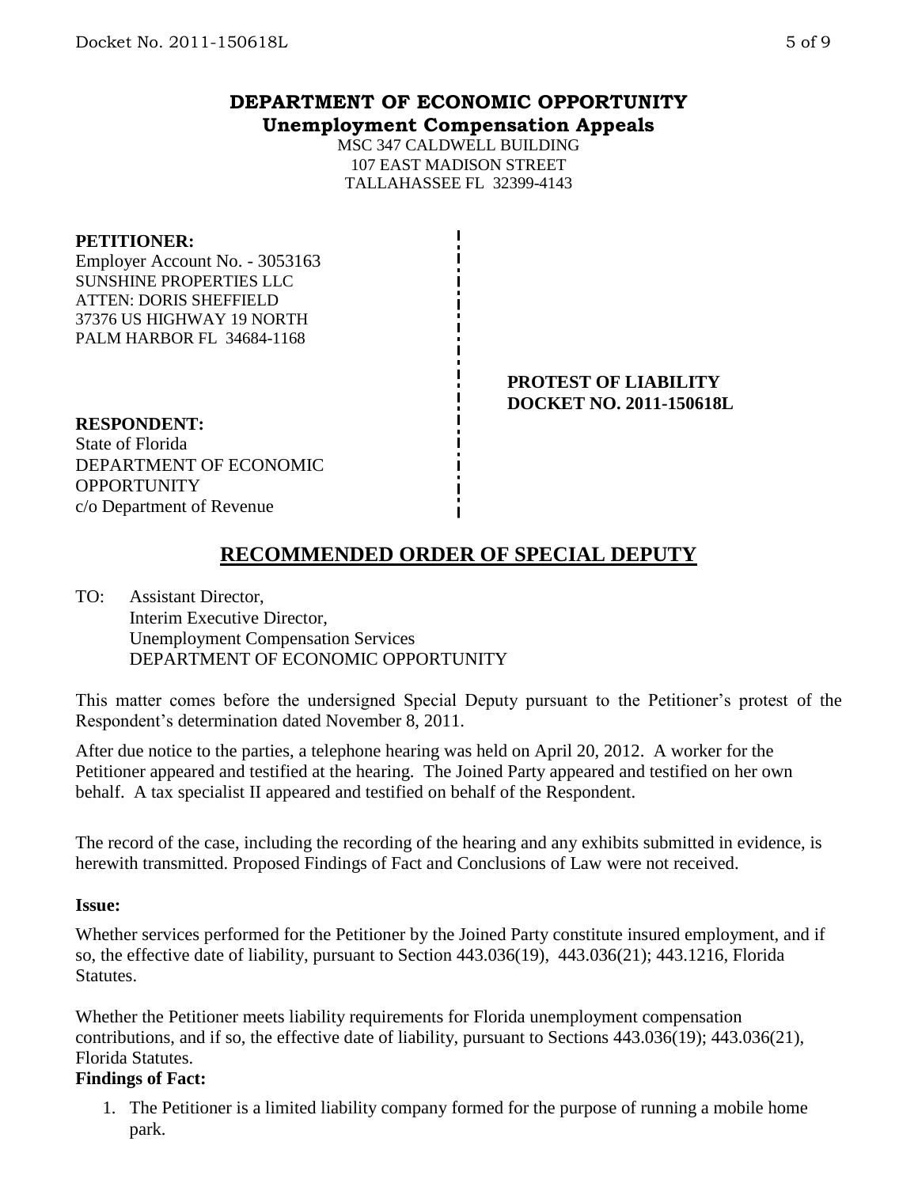# DEPARTMENT OF ECONOMIC OPPORTUNITY
## Unemployment Compensation Appeals

MSC 347 CALDWELL BUILDING
107 EAST MADISON STREET
TALLAHASSEE FL 32399-4143

**PETITIONER:**
Employer Account No. - 3053163
SUNSHINE PROPERTIES LLC
ATTEN: DORIS SHEFFIELD
37376 US HIGHWAY 19 NORTH
PALM HARBOR FL 34684-1168

**PROTEST OF LIABILITY**
**DOCKET NO. 2011-150618L**

**RESPONDENT:**
State of Florida
DEPARTMENT OF ECONOMIC OPPORTUNITY
c/o Department of Revenue

# RECOMMENDED ORDER OF SPECIAL DEPUTY

TO: Assistant Director,
Interim Executive Director,
Unemployment Compensation Services
DEPARTMENT OF ECONOMIC OPPORTUNITY

This matter comes before the undersigned Special Deputy pursuant to the Petitioner's protest of the Respondent's determination dated November 8, 2011.

After due notice to the parties, a telephone hearing was held on April 20, 2012. A worker for the Petitioner appeared and testified at the hearing. The Joined Party appeared and testified on her own behalf. A tax specialist II appeared and testified on behalf of the Respondent.

The record of the case, including the recording of the hearing and any exhibits submitted in evidence, is herewith transmitted. Proposed Findings of Fact and Conclusions of Law were not received.

**Issue:**

Whether services performed for the Petitioner by the Joined Party constitute insured employment, and if so, the effective date of liability, pursuant to Section 443.036(19), 443.036(21); 443.1216, Florida Statutes.

Whether the Petitioner meets liability requirements for Florida unemployment compensation contributions, and if so, the effective date of liability, pursuant to Sections 443.036(19); 443.036(21), Florida Statutes.

**Findings of Fact:**

1. The Petitioner is a limited liability company formed for the purpose of running a mobile home park.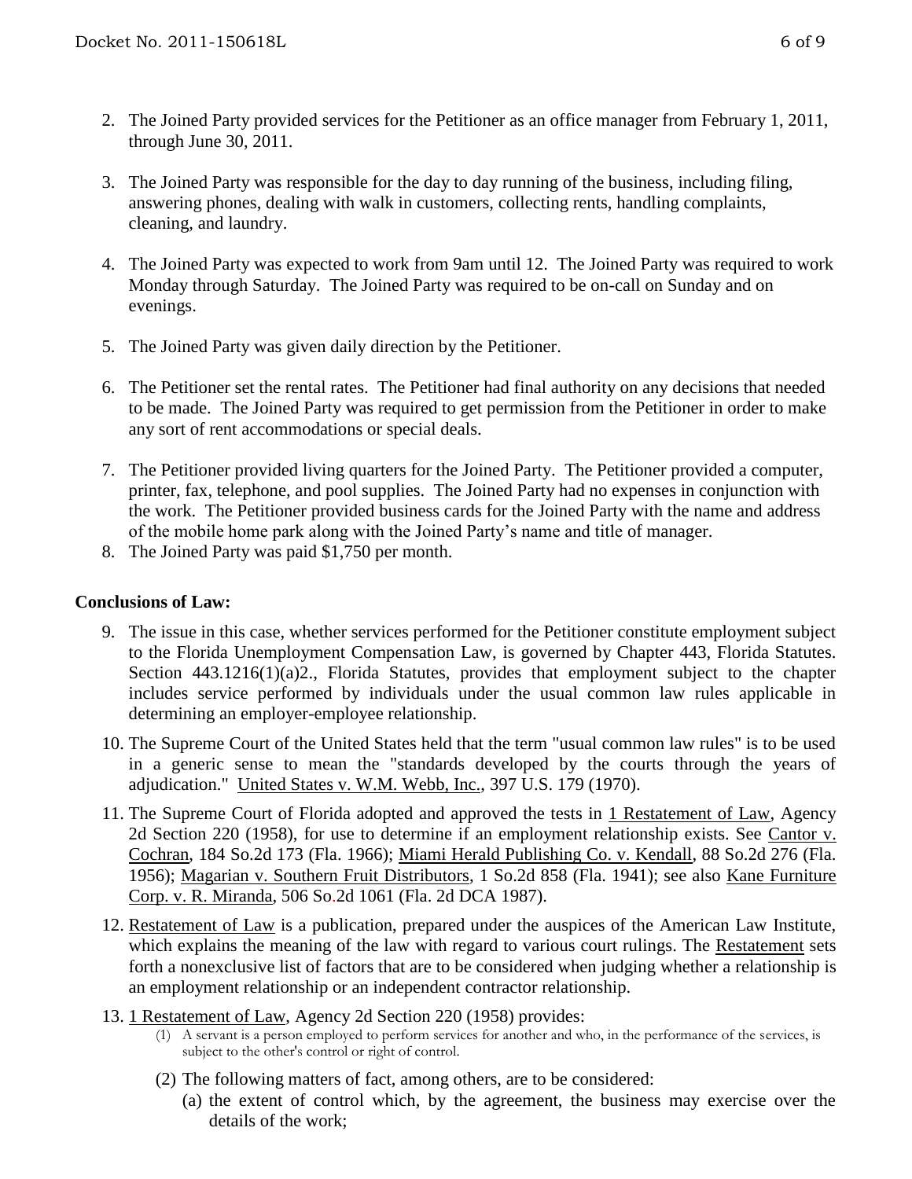2. The Joined Party provided services for the Petitioner as an office manager from February 1, 2011, through June 30, 2011.

3. The Joined Party was responsible for the day to day running of the business, including filing, answering phones, dealing with walk in customers, collecting rents, handling complaints, cleaning, and laundry.

4. The Joined Party was expected to work from 9am until 12. The Joined Party was required to work Monday through Saturday. The Joined Party was required to be on-call on Sunday and on evenings.

5. The Joined Party was given daily direction by the Petitioner.

6. The Petitioner set the rental rates. The Petitioner had final authority on any decisions that needed to be made. The Joined Party was required to get permission from the Petitioner in order to make any sort of rent accommodations or special deals.

7. The Petitioner provided living quarters for the Joined Party. The Petitioner provided a computer, printer, fax, telephone, and pool supplies. The Joined Party had no expenses in conjunction with the work. The Petitioner provided business cards for the Joined Party with the name and address of the mobile home park along with the Joined Party's name and title of manager.

8. The Joined Party was paid $1,750 per month.

**Conclusions of Law:**

9. The issue in this case, whether services performed for the Petitioner constitute employment subject to the Florida Unemployment Compensation Law, is governed by Chapter 443, Florida Statutes. Section 443.1216(1)(a)2., Florida Statutes, provides that employment subject to the chapter includes service performed by individuals under the usual common law rules applicable in determining an employer-employee relationship.

10. The Supreme Court of the United States held that the term "usual common law rules" is to be used in a generic sense to mean the "standards developed by the courts through the years of adjudication." United States v. W.M. Webb, Inc., 397 U.S. 179 (1970).

11. The Supreme Court of Florida adopted and approved the tests in 1 Restatement of Law, Agency 2d Section 220 (1958), for use to determine if an employment relationship exists. See Cantor v. Cochran, 184 So.2d 173 (Fla. 1966); Miami Herald Publishing Co. v. Kendall, 88 So.2d 276 (Fla. 1956); Magarian v. Southern Fruit Distributors, 1 So.2d 858 (Fla. 1941); see also Kane Furniture Corp. v. R. Miranda, 506 So.2d 1061 (Fla. 2d DCA 1987).

12. Restatement of Law is a publication, prepared under the auspices of the American Law Institute, which explains the meaning of the law with regard to various court rulings. The Restatement sets forth a nonexclusive list of factors that are to be considered when judging whether a relationship is an employment relationship or an independent contractor relationship.

13. 1 Restatement of Law, Agency 2d Section 220 (1958) provides:

    (1) A servant is a person employed to perform services for another and who, in the performance of the services, is subject to the other's control or right of control.

    (2) The following matters of fact, among others, are to be considered:

    (a) the extent of control which, by the agreement, the business may exercise over the details of the work;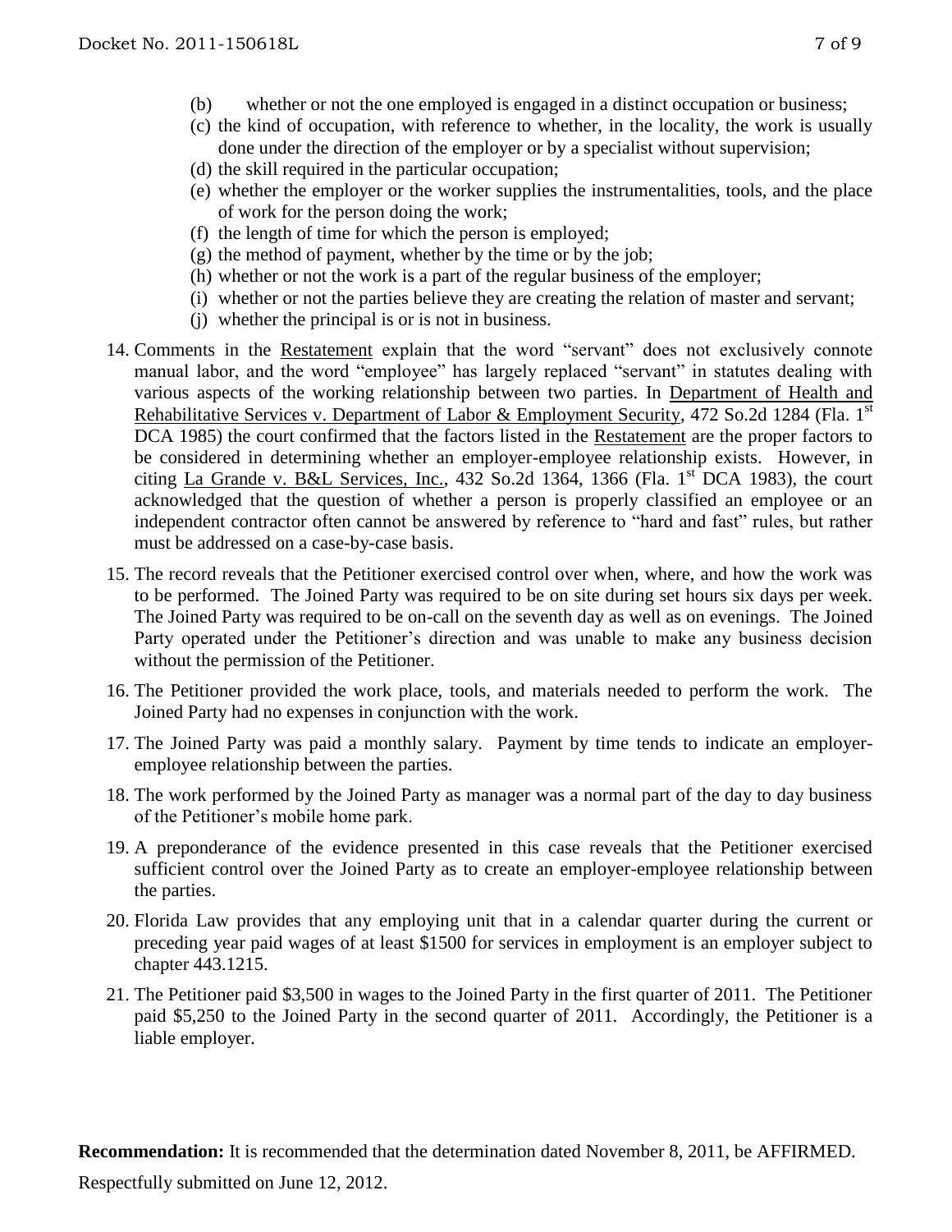(b) whether or not the one employed is engaged in a distinct occupation or business;
(c) the kind of occupation, with reference to whether, in the locality, the work is usually done under the direction of the employer or by a specialist without supervision;
(d) the skill required in the particular occupation;
(e) whether the employer or the worker supplies the instrumentalities, tools, and the place of work for the person doing the work;
(f) the length of time for which the person is employed;
(g) the method of payment, whether by the time or by the job;
(h) whether or not the work is a part of the regular business of the employer;
(i) whether or not the parties believe they are creating the relation of master and servant;
(j) whether the principal is or is not in business.

14. Comments in the Restatement explain that the word "servant" does not exclusively connote manual labor, and the word "employee" has largely replaced "servant" in statutes dealing with various aspects of the working relationship between two parties. In Department of Health and Rehabilitative Services v. Department of Labor & Employment Security, 472 So.2d 1284 (Fla. 1st DCA 1985) the court confirmed that the factors listed in the Restatement are the proper factors to be considered in determining whether an employer-employee relationship exists. However, in citing La Grande v. B&L Services, Inc., 432 So.2d 1364, 1366 (Fla. 1st DCA 1983), the court acknowledged that the question of whether a person is properly classified an employee or an independent contractor often cannot be answered by reference to "hard and fast" rules, but rather must be addressed on a case-by-case basis.

15. The record reveals that the Petitioner exercised control over when, where, and how the work was to be performed. The Joined Party was required to be on site during set hours six days per week. The Joined Party was required to be on-call on the seventh day as well as on evenings. The Joined Party operated under the Petitioner's direction and was unable to make any business decision without the permission of the Petitioner.

16. The Petitioner provided the work place, tools, and materials needed to perform the work. The Joined Party had no expenses in conjunction with the work.

17. The Joined Party was paid a monthly salary. Payment by time tends to indicate an employer-employee relationship between the parties.

18. The work performed by the Joined Party as manager was a normal part of the day to day business of the Petitioner's mobile home park.

19. A preponderance of the evidence presented in this case reveals that the Petitioner exercised sufficient control over the Joined Party as to create an employer-employee relationship between the parties.

20. Florida Law provides that any employing unit that in a calendar quarter during the current or preceding year paid wages of at least $1500 for services in employment is an employer subject to chapter 443.1215.

21. The Petitioner paid $3,500 in wages to the Joined Party in the first quarter of 2011. The Petitioner paid $5,250 to the Joined Party in the second quarter of 2011. Accordingly, the Petitioner is a liable employer.

**Recommendation:** It is recommended that the determination dated November 8, 2011, be AFFIRMED.

Respectfully submitted on June 12, 2012.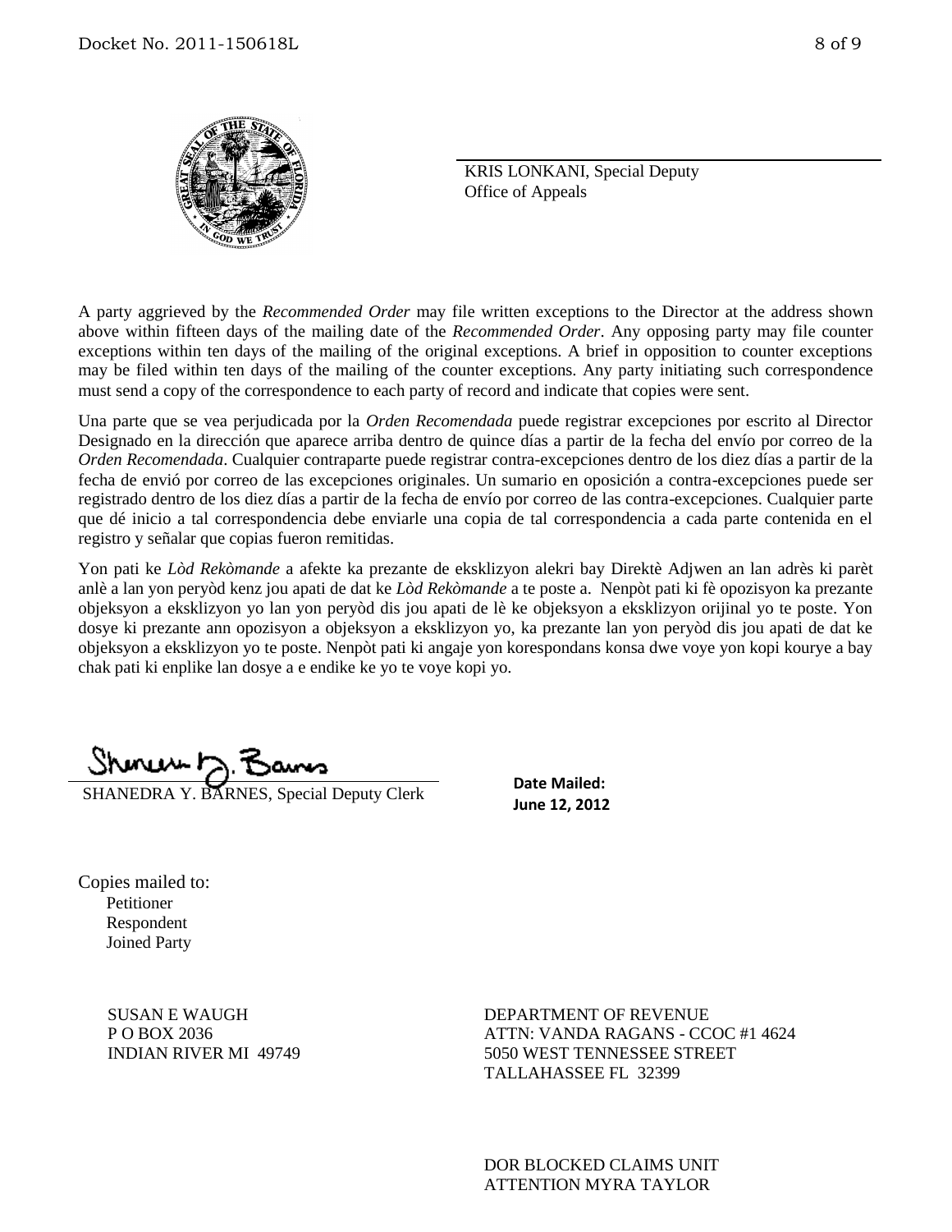KRIS LONKANI, Special Deputy
Office of Appeals

A party aggrieved by the *Recommended Order* may file written exceptions to the Director at the address shown above within fifteen days of the mailing date of the *Recommended Order*. Any opposing party may file counter exceptions within ten days of the mailing of the original exceptions. A brief in opposition to counter exceptions may be filed within ten days of the mailing of the counter exceptions. Any party initiating such correspondence must send a copy of the correspondence to each party of record and indicate that copies were sent.

Una parte que se vea perjudicada por la *Orden Recomendada* puede registrar excepciones por escrito al Director Designado en la dirección que aparece arriba dentro de quince días a partir de la fecha del envío por correo de la *Orden Recomendada*. Cualquier contraparte puede registrar contra-excepciones dentro de los diez días a partir de la fecha de envió por correo de las excepciones originales. Un sumario en oposición a contra-excepciones puede ser registrado dentro de los diez días a partir de la fecha de envío por correo de las contra-excepciones. Cualquier parte que dé inicio a tal correspondencia debe enviarle una copia de tal correspondencia a cada parte contenida en el registro y señalar que copias fueron remitidas.

Yon pati ke *Lòd Rekòmande* a afekte ka prezante de eksklizyon alekri bay Direktè Adjwen an lan adrès ki parèt anlè a lan yon peryòd kenz jou apati de dat ke *Lòd Rekòmande* a te poste a. Nenpòt pati ki fè opozisyon ka prezante objeksyon a eksklizyon yo lan yon peryòd dis jou apati de lè ke objeksyon a eksklizyon orijinal yo te poste. Yon dosye ki prezante ann opozisyon a objeksyon a eksklizyon yo, ka prezante lan yon peryòd dis jou apati de dat ke objeksyon a eksklizyon yo te poste. Nenpòt pati ki angaje yon korespondans konsa dwe voye yon kopi kourye a bay chak pati ki enplike lan dosye a e endike ke yo te voye kopi yo.

SHANEDRA Y. BARNES, Special Deputy Clerk

**Date Mailed:**
**June 12, 2012**

Copies mailed to:
Petitioner
Respondent
Joined Party

SUSAN E WAUGH
P O BOX 2036
INDIAN RIVER MI 49749

DEPARTMENT OF REVENUE
ATTN: VANDA RAGANS - CCOC #1 4624
5050 WEST TENNESSEE STREET
TALLAHASSEE FL 32399

DOR BLOCKED CLAIMS UNIT
ATTENTION MYRA TAYLOR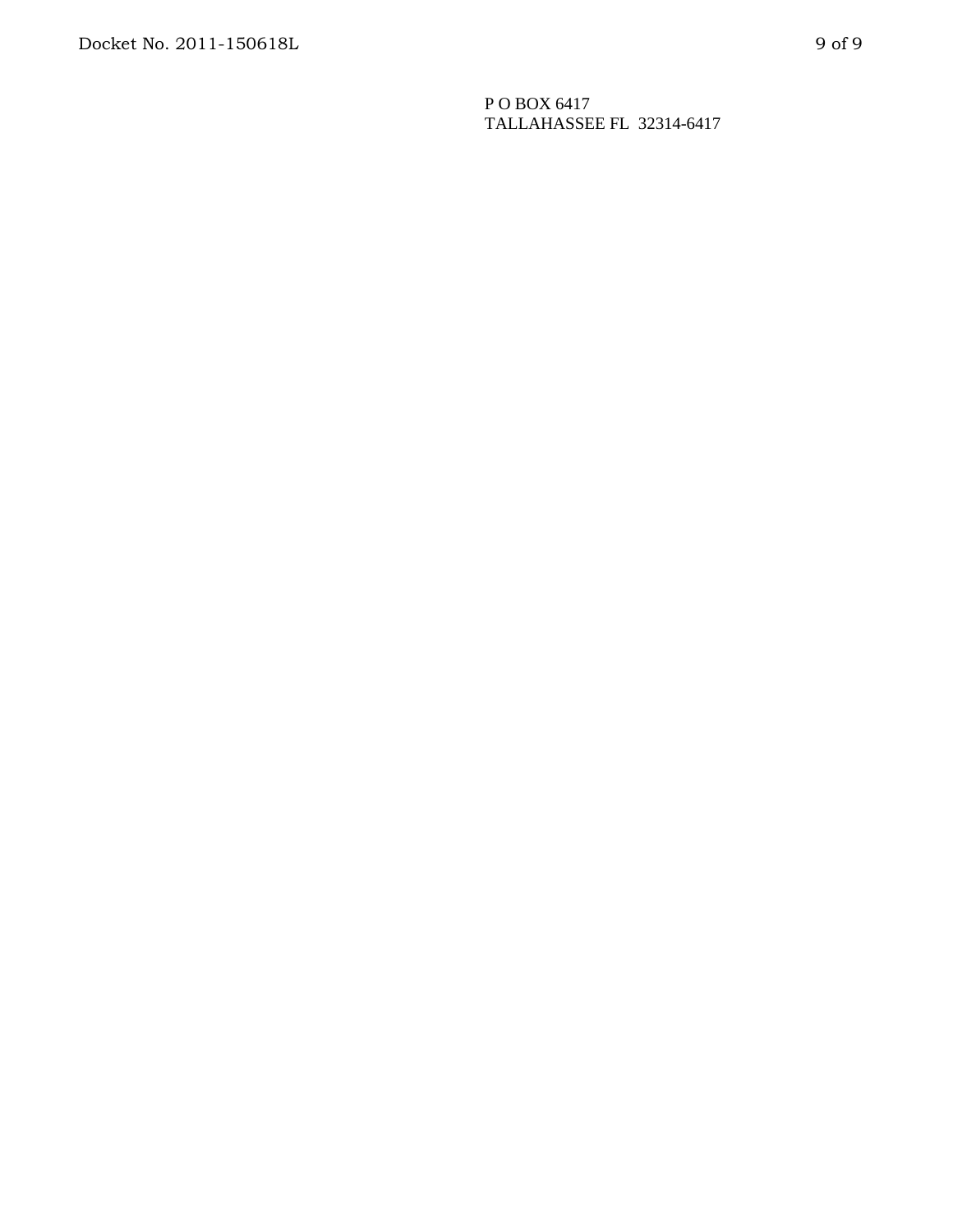P O BOX 6417
TALLAHASSEE FL 32314-6417